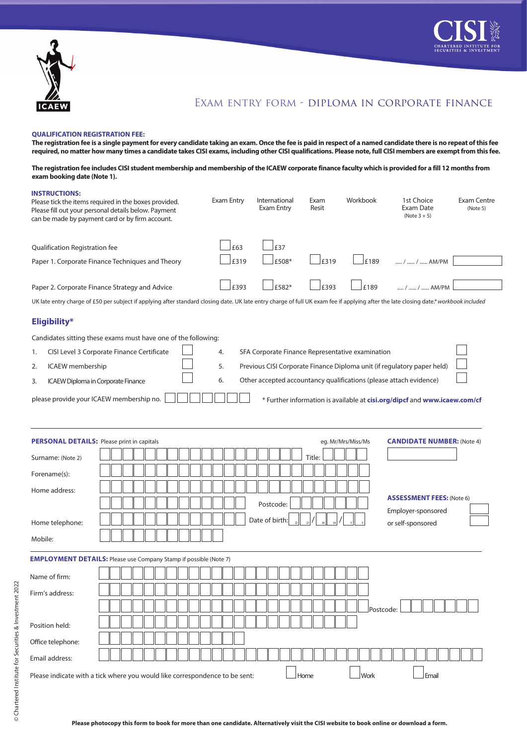# EXAM ENTRY FORM - DIPLOMA IN CORPORATE FINANCE

**QUALIFICATION REGISTRATION FEE:**

**The registration fee is a single payment for every candidate taking an exam. Once the fee is paid in respect of a named candidate there is no repeat of this fee required, no matter how many times a candidate takes CISI exams, including other CISI qualifications. Please note, full CISI members are exempt from this fee.**

**The registration fee includes CISI student membership and membership of the ICAEW corporate finance faculty which is provided for a fill 12 months from exam booking date (Note 1).**

**INSTRUCTIONS:**
Please tick the items required in the boxes provided. Please fill out your personal details below. Payment can be made by payment card or by firm account.

| | Exam Entry | International Exam Entry | Exam Resit | Workbook | 1st Choice Exam Date (Note 3 + 5) | Exam Centre (Note 5) |
|---|---|---|---|---|---|---|
| Qualification Registration fee | £63 | £37 | | | | |
| Paper 1. Corporate Finance Techniques and Theory | £319 | £508* | £319 | £189 | ..... / ...... / ...... AM/PM | |
| Paper 2. Corporate Finance Strategy and Advice | £393 | £582* | £393 | £189 | ..... / ...... / ...... AM/PM | |

UK late entry charge of £50 per subject if applying after standard closing date. UK late entry charge of full UK exam fee if applying after the late closing date.* *workbook included*

## Eligibility*

Candidates sitting these exams must have one of the following:

1. CISI Level 3 Corporate Finance Certificate ☐
2. ICAEW membership ☐
3. ICAEW Diploma in Corporate Finance ☐
4. SFA Corporate Finance Representative examination ☐
5. Previous CISI Corporate Finance Diploma unit (if regulatory paper held) ☐
6. Other accepted accountancy qualifications (please attach evidence) ☐

please provide your ICAEW membership no. ☐☐☐☐☐☐☐

\* Further information is available at **cisi.org/dipcf** and **www.icaew.com/cf**

**PERSONAL DETAILS:** Please print in capitals

Surname: (Note 2) ____________________ Title: ______ (eg. Mr/Mrs/Miss/Ms)

Forename(s): ____________________

Home address: ____________________

____________________ Postcode: ________

Home telephone: ____________________ Date of birth: D D / M M / Y Y

Mobile: ____________________

**CANDIDATE NUMBER:** (Note 4) ________

**ASSESSMENT FEES:** (Note 6)

Employer-sponsored ☐

or self-sponsored ☐

**EMPLOYMENT DETAILS:** Please use Company Stamp if possible (Note 7)

Name of firm: ____________________

Firm's address: ____________________

____________________ Postcode: ________

Position held: ____________________

Office telephone: ____________________

Email address: ____________________

Please indicate with a tick where you would like correspondence to be sent: ☐ Home ☐ Work ☐ Email

**Please photocopy this form to book for more than one candidate. Alternatively visit the CISI website to book online or download a form.**

© Chartered Institute for Securities & Investment 2022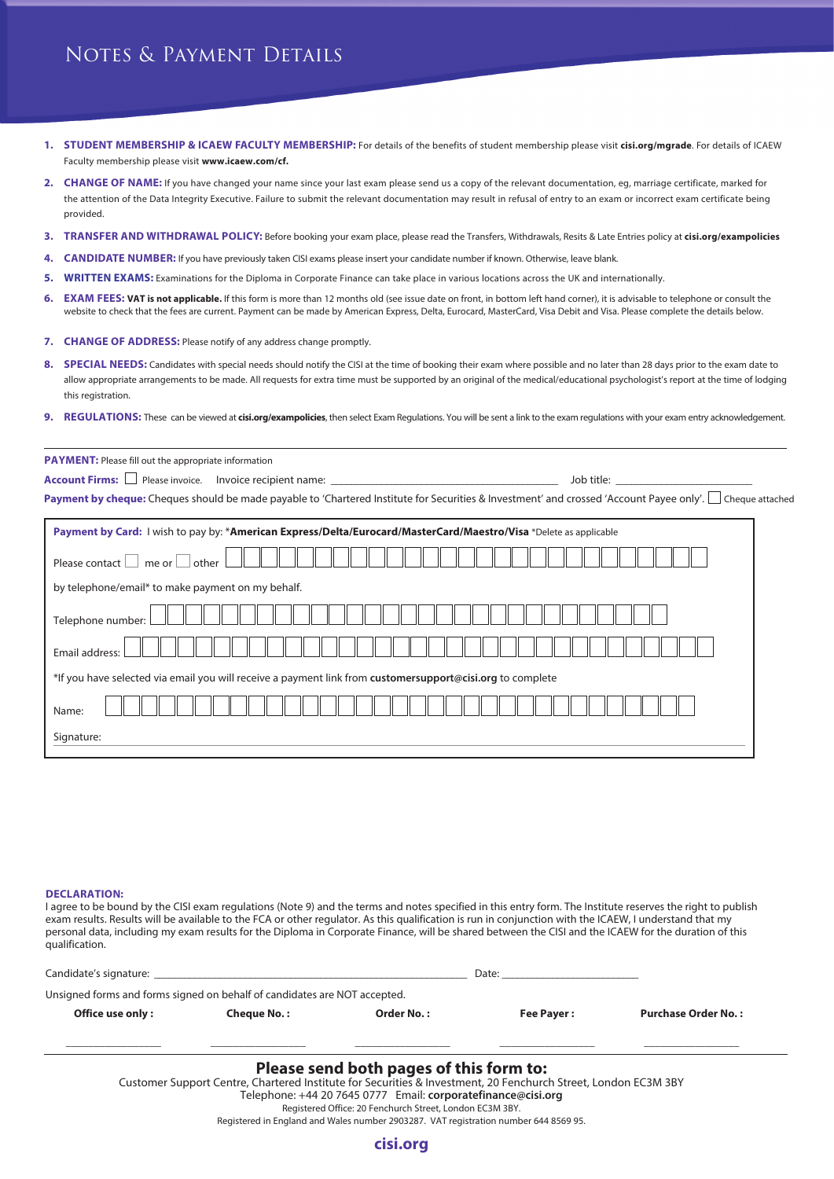# Notes & Payment Details

1. **STUDENT MEMBERSHIP & ICAEW FACULTY MEMBERSHIP:** For details of the benefits of student membership please visit **cisi.org/mgrade**. For details of ICAEW Faculty membership please visit **www.icaew.com/cf.**
2. **CHANGE OF NAME:** If you have changed your name since your last exam please send us a copy of the relevant documentation, eg, marriage certificate, marked for the attention of the Data Integrity Executive. Failure to submit the relevant documentation may result in refusal of entry to an exam or incorrect exam certificate being provided.
3. **TRANSFER AND WITHDRAWAL POLICY:** Before booking your exam place, please read the Transfers, Withdrawals, Resits & Late Entries policy at **cisi.org/exampolicies**
4. **CANDIDATE NUMBER:** If you have previously taken CISI exams please insert your candidate number if known. Otherwise, leave blank.
5. **WRITTEN EXAMS:** Examinations for the Diploma in Corporate Finance can take place in various locations across the UK and internationally.
6. **EXAM FEES:** **VAT is not applicable.** If this form is more than 12 months old (see issue date on front, in bottom left hand corner), it is advisable to telephone or consult the website to check that the fees are current. Payment can be made by American Express, Delta, Eurocard, MasterCard, Visa Debit and Visa. Please complete the details below.
7. **CHANGE OF ADDRESS:** Please notify of any address change promptly.
8. **SPECIAL NEEDS:** Candidates with special needs should notify the CISI at the time of booking their exam where possible and no later than 28 days prior to the exam date to allow appropriate arrangements to be made. All requests for extra time must be supported by an original of the medical/educational psychologist's report at the time of lodging this registration.
9. **REGULATIONS:** These can be viewed at **cisi.org/exampolicies**, then select Exam Regulations. You will be sent a link to the exam regulations with your exam entry acknowledgement.

**PAYMENT:** Please fill out the appropriate information

**Account Firms:** ☐ Please invoice. Invoice recipient name: ______________________ Job title: ______________

**Payment by cheque:** Cheques should be made payable to 'Chartered Institute for Securities & Investment' and crossed 'Account Payee only'. ☐ Cheque attached

**Payment by Card:** I wish to pay by: ***American Express/Delta/Eurocard/MasterCard/Maestro/Visa** *Delete as applicable

Please contact ☐ me or ☐ other ______________________

by telephone/email* to make payment on my behalf.

Telephone number: ______________________

Email address: ______________________

*If you have selected via email you will receive a payment link from **customersupport@cisi.org** to complete

Name: ______________________

Signature: ______________________

**DECLARATION:**

I agree to be bound by the CISI exam regulations (Note 9) and the terms and notes specified in this entry form. The Institute reserves the right to publish exam results. Results will be available to the FCA or other regulator. As this qualification is run in conjunction with the ICAEW, I understand that my personal data, including my exam results for the Diploma in Corporate Finance, will be shared between the CISI and the ICAEW for the duration of this qualification.

Candidate's signature: ______________________ Date: ______________

Unsigned forms and forms signed on behalf of candidates are NOT accepted.

| **Office use only :** | **Cheque No. :** | **Order No. :** | **Fee Payer :** | **Purchase Order No. :** |
|---|---|---|---|---|
| | | | | |

## Please send both pages of this form to:

Customer Support Centre, Chartered Institute for Securities & Investment, 20 Fenchurch Street, London EC3M 3BY
Telephone: +44 20 7645 0777 Email: **corporatefinance@cisi.org**
Registered Office: 20 Fenchurch Street, London EC3M 3BY.
Registered in England and Wales number 2903287. VAT registration number 644 8569 95.

**cisi.org**